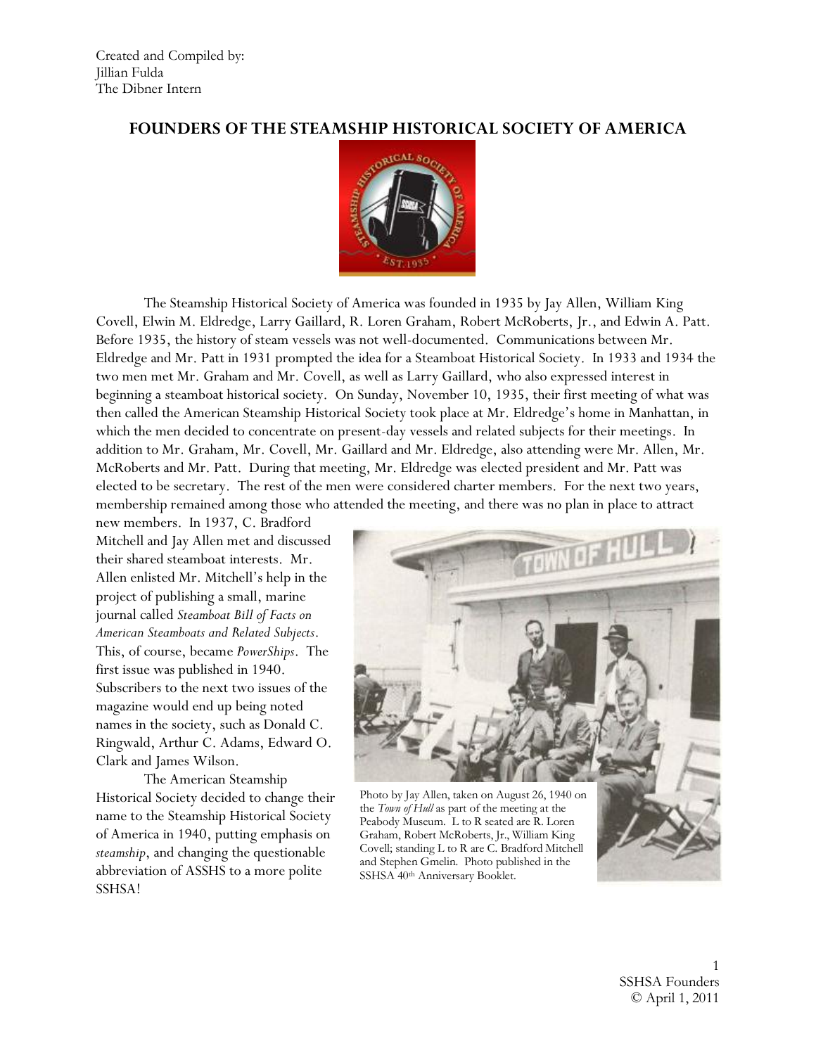Created and Compiled by:
Jillian Fulda
The Dibner Intern

# FOUNDERS OF THE STEAMSHIP HISTORICAL SOCIETY OF AMERICA

The Steamship Historical Society of America was founded in 1935 by Jay Allen, William King Covell, Elwin M. Eldredge, Larry Gaillard, R. Loren Graham, Robert McRoberts, Jr., and Edwin A. Patt. Before 1935, the history of steam vessels was not well-documented. Communications between Mr. Eldredge and Mr. Patt in 1931 prompted the idea for a Steamboat Historical Society. In 1933 and 1934 the two men met Mr. Graham and Mr. Covell, as well as Larry Gaillard, who also expressed interest in beginning a steamboat historical society. On Sunday, November 10, 1935, their first meeting of what was then called the American Steamship Historical Society took place at Mr. Eldredge's home in Manhattan, in which the men decided to concentrate on present-day vessels and related subjects for their meetings. In addition to Mr. Graham, Mr. Covell, Mr. Gaillard and Mr. Eldredge, also attending were Mr. Allen, Mr. McRoberts and Mr. Patt. During that meeting, Mr. Eldredge was elected president and Mr. Patt was elected to be secretary. The rest of the men were considered charter members. For the next two years, membership remained among those who attended the meeting, and there was no plan in place to attract new members. In 1937, C. Bradford Mitchell and Jay Allen met and discussed their shared steamboat interests. Mr. Allen enlisted Mr. Mitchell's help in the project of publishing a small, marine journal called *Steamboat Bill of Facts on American Steamboats and Related Subjects*. This, of course, became *PowerShips*. The first issue was published in 1940. Subscribers to the next two issues of the magazine would end up being noted names in the society, such as Donald C. Ringwald, Arthur C. Adams, Edward O. Clark and James Wilson.

Photo by Jay Allen, taken on August 26, 1940 on the *Town of Hull* as part of the meeting at the Peabody Museum. L to R seated are R. Loren Graham, Robert McRoberts, Jr., William King Covell; standing L to R are C. Bradford Mitchell and Stephen Gmelin. Photo published in the SSHSA 40th Anniversary Booklet.

The American Steamship Historical Society decided to change their name to the Steamship Historical Society of America in 1940, putting emphasis on *steamship*, and changing the questionable abbreviation of ASSHS to a more polite SSHSA!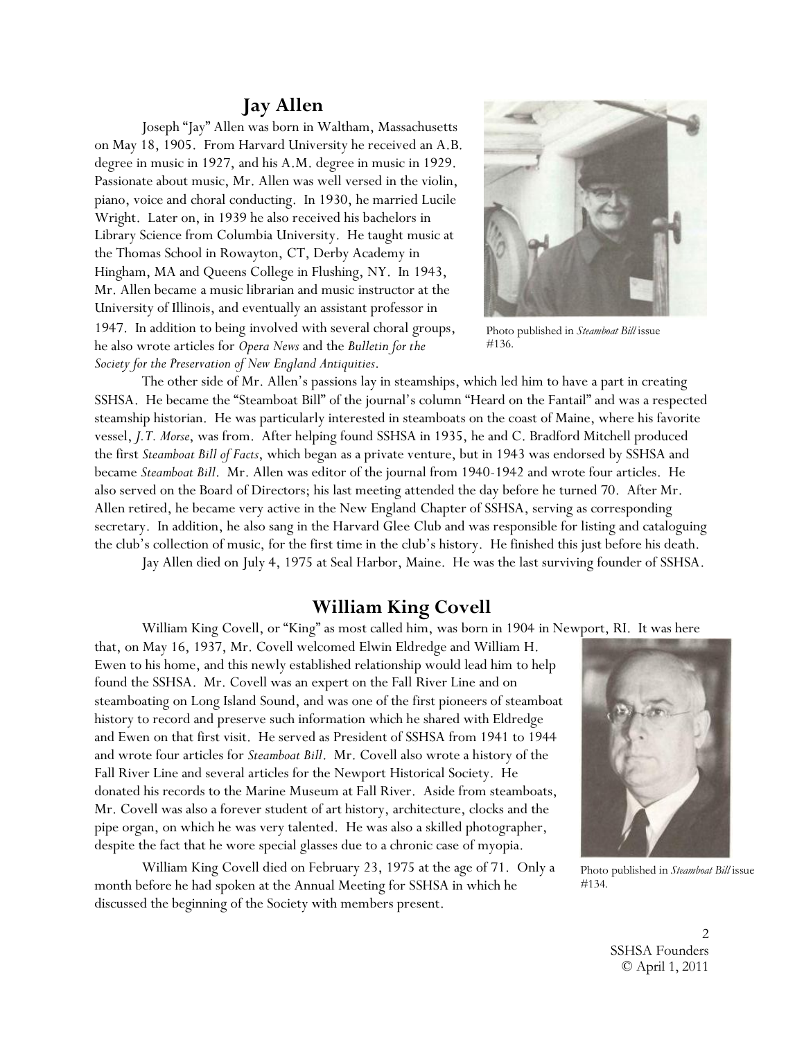## Jay Allen

Joseph "Jay" Allen was born in Waltham, Massachusetts on May 18, 1905. From Harvard University he received an A.B. degree in music in 1927, and his A.M. degree in music in 1929. Passionate about music, Mr. Allen was well versed in the violin, piano, voice and choral conducting. In 1930, he married Lucile Wright. Later on, in 1939 he also received his bachelors in Library Science from Columbia University. He taught music at the Thomas School in Rowayton, CT, Derby Academy in Hingham, MA and Queens College in Flushing, NY. In 1943, Mr. Allen became a music librarian and music instructor at the University of Illinois, and eventually an assistant professor in 1947. In addition to being involved with several choral groups, he also wrote articles for *Opera News* and the *Bulletin for the Society for the Preservation of New England Antiquities*.

Photo published in *Steamboat Bill* issue #136.

The other side of Mr. Allen's passions lay in steamships, which led him to have a part in creating SSHSA. He became the "Steamboat Bill" of the journal's column "Heard on the Fantail" and was a respected steamship historian. He was particularly interested in steamboats on the coast of Maine, where his favorite vessel, *J.T. Morse*, was from. After helping found SSHSA in 1935, he and C. Bradford Mitchell produced the first *Steamboat Bill of Facts*, which began as a private venture, but in 1943 was endorsed by SSHSA and became *Steamboat Bill*. Mr. Allen was editor of the journal from 1940-1942 and wrote four articles. He also served on the Board of Directors; his last meeting attended the day before he turned 70. After Mr. Allen retired, he became very active in the New England Chapter of SSHSA, serving as corresponding secretary. In addition, he also sang in the Harvard Glee Club and was responsible for listing and cataloguing the club's collection of music, for the first time in the club's history. He finished this just before his death.

Jay Allen died on July 4, 1975 at Seal Harbor, Maine. He was the last surviving founder of SSHSA.

## William King Covell

William King Covell, or "King" as most called him, was born in 1904 in Newport, RI. It was here that, on May 16, 1937, Mr. Covell welcomed Elwin Eldredge and William H. Ewen to his home, and this newly established relationship would lead him to help found the SSHSA. Mr. Covell was an expert on the Fall River Line and on steamboating on Long Island Sound, and was one of the first pioneers of steamboat history to record and preserve such information which he shared with Eldredge and Ewen on that first visit. He served as President of SSHSA from 1941 to 1944 and wrote four articles for *Steamboat Bill*. Mr. Covell also wrote a history of the Fall River Line and several articles for the Newport Historical Society. He donated his records to the Marine Museum at Fall River. Aside from steamboats, Mr. Covell was also a forever student of art history, architecture, clocks and the pipe organ, on which he was very talented. He was also a skilled photographer, despite the fact that he wore special glasses due to a chronic case of myopia.

William King Covell died on February 23, 1975 at the age of 71. Only a month before he had spoken at the Annual Meeting for SSHSA in which he discussed the beginning of the Society with members present.

Photo published in *Steamboat Bill* issue #134.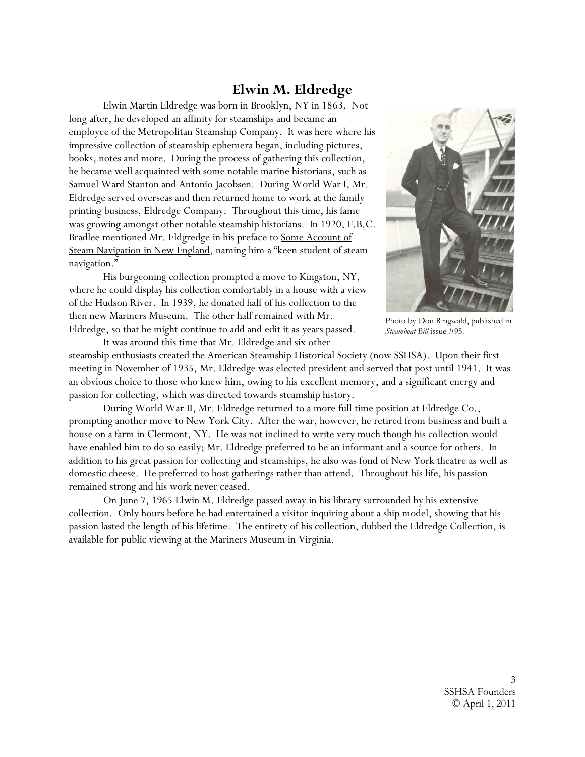## Elwin M. Eldredge

Elwin Martin Eldredge was born in Brooklyn, NY in 1863. Not long after, he developed an affinity for steamships and became an employee of the Metropolitan Steamship Company. It was here where his impressive collection of steamship ephemera began, including pictures, books, notes and more. During the process of gathering this collection, he became well acquainted with some notable marine historians, such as Samuel Ward Stanton and Antonio Jacobsen. During World War I, Mr. Eldredge served overseas and then returned home to work at the family printing business, Eldredge Company. Throughout this time, his fame was growing amongst other notable steamship historians. In 1920, F.B.C. Bradlee mentioned Mr. Eldgredge in his preface to Some Account of Steam Navigation in New England, naming him a "keen student of steam navigation."

Photo by Don Ringwald, published in *Steamboat Bill* issue #95.

His burgeoning collection prompted a move to Kingston, NY, where he could display his collection comfortably in a house with a view of the Hudson River. In 1939, he donated half of his collection to the then new Mariners Museum. The other half remained with Mr. Eldredge, so that he might continue to add and edit it as years passed.

It was around this time that Mr. Eldredge and six other steamship enthusiasts created the American Steamship Historical Society (now SSHSA). Upon their first meeting in November of 1935, Mr. Eldredge was elected president and served that post until 1941. It was an obvious choice to those who knew him, owing to his excellent memory, and a significant energy and passion for collecting, which was directed towards steamship history.

During World War II, Mr. Eldredge returned to a more full time position at Eldredge Co., prompting another move to New York City. After the war, however, he retired from business and built a house on a farm in Clermont, NY. He was not inclined to write very much though his collection would have enabled him to do so easily; Mr. Eldredge preferred to be an informant and a source for others. In addition to his great passion for collecting and steamships, he also was fond of New York theatre as well as domestic cheese. He preferred to host gatherings rather than attend. Throughout his life, his passion remained strong and his work never ceased.

On June 7, 1965 Elwin M. Eldredge passed away in his library surrounded by his extensive collection. Only hours before he had entertained a visitor inquiring about a ship model, showing that his passion lasted the length of his lifetime. The entirety of his collection, dubbed the Eldredge Collection, is available for public viewing at the Mariners Museum in Virginia.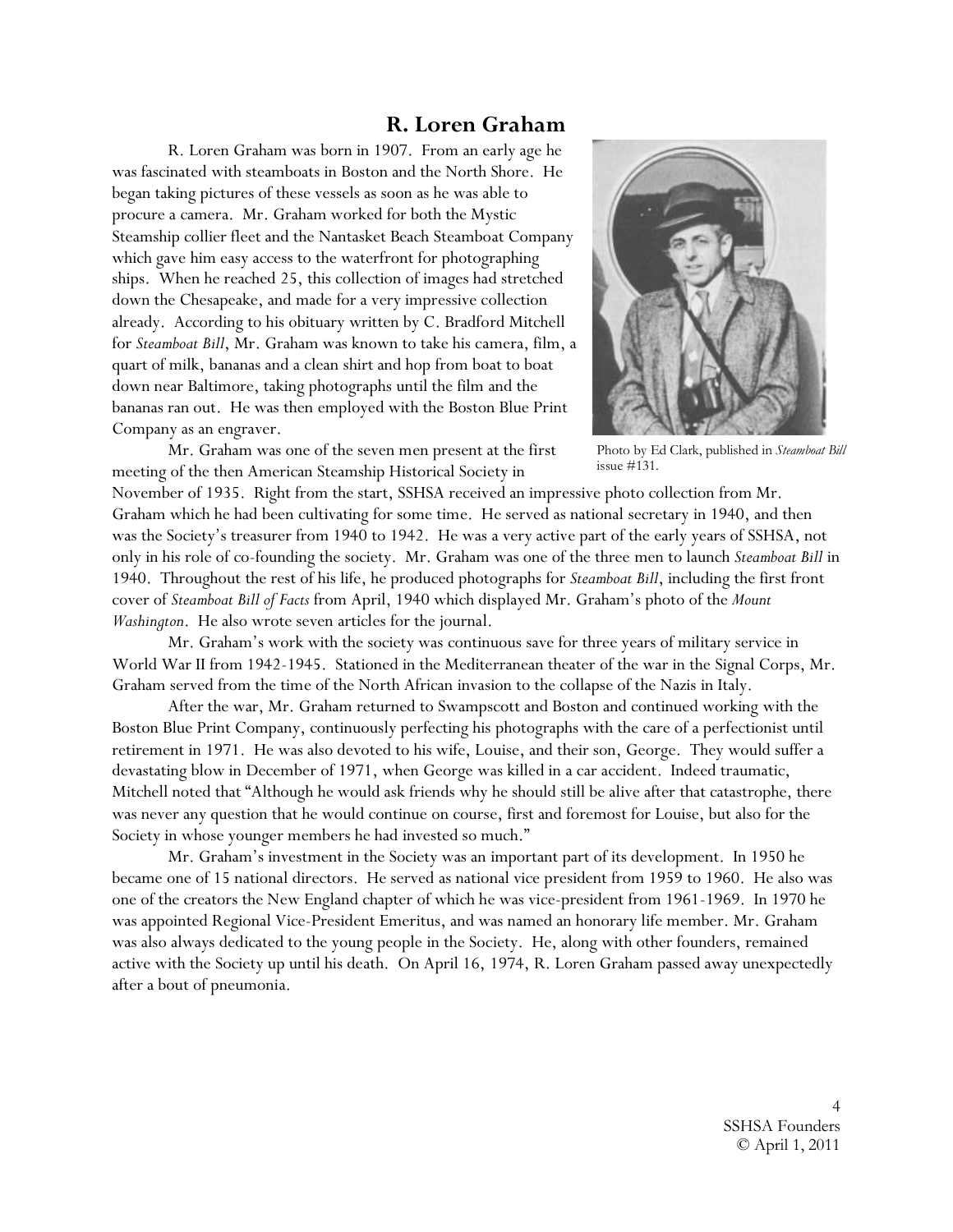## R. Loren Graham

R. Loren Graham was born in 1907. From an early age he was fascinated with steamboats in Boston and the North Shore. He began taking pictures of these vessels as soon as he was able to procure a camera. Mr. Graham worked for both the Mystic Steamship collier fleet and the Nantasket Beach Steamboat Company which gave him easy access to the waterfront for photographing ships. When he reached 25, this collection of images had stretched down the Chesapeake, and made for a very impressive collection already. According to his obituary written by C. Bradford Mitchell for *Steamboat Bill*, Mr. Graham was known to take his camera, film, a quart of milk, bananas and a clean shirt and hop from boat to boat down near Baltimore, taking photographs until the film and the bananas ran out. He was then employed with the Boston Blue Print Company as an engraver.

Photo by Ed Clark, published in *Steamboat Bill* issue #131.

Mr. Graham was one of the seven men present at the first meeting of the then American Steamship Historical Society in November of 1935. Right from the start, SSHSA received an impressive photo collection from Mr. Graham which he had been cultivating for some time. He served as national secretary in 1940, and then was the Society's treasurer from 1940 to 1942. He was a very active part of the early years of SSHSA, not only in his role of co-founding the society. Mr. Graham was one of the three men to launch *Steamboat Bill* in 1940. Throughout the rest of his life, he produced photographs for *Steamboat Bill*, including the first front cover of *Steamboat Bill of Facts* from April, 1940 which displayed Mr. Graham's photo of the *Mount Washington*. He also wrote seven articles for the journal.

Mr. Graham's work with the society was continuous save for three years of military service in World War II from 1942-1945. Stationed in the Mediterranean theater of the war in the Signal Corps, Mr. Graham served from the time of the North African invasion to the collapse of the Nazis in Italy.

After the war, Mr. Graham returned to Swampscott and Boston and continued working with the Boston Blue Print Company, continuously perfecting his photographs with the care of a perfectionist until retirement in 1971. He was also devoted to his wife, Louise, and their son, George. They would suffer a devastating blow in December of 1971, when George was killed in a car accident. Indeed traumatic, Mitchell noted that "Although he would ask friends why he should still be alive after that catastrophe, there was never any question that he would continue on course, first and foremost for Louise, but also for the Society in whose younger members he had invested so much."

Mr. Graham's investment in the Society was an important part of its development. In 1950 he became one of 15 national directors. He served as national vice president from 1959 to 1960. He also was one of the creators the New England chapter of which he was vice-president from 1961-1969. In 1970 he was appointed Regional Vice-President Emeritus, and was named an honorary life member. Mr. Graham was also always dedicated to the young people in the Society. He, along with other founders, remained active with the Society up until his death. On April 16, 1974, R. Loren Graham passed away unexpectedly after a bout of pneumonia.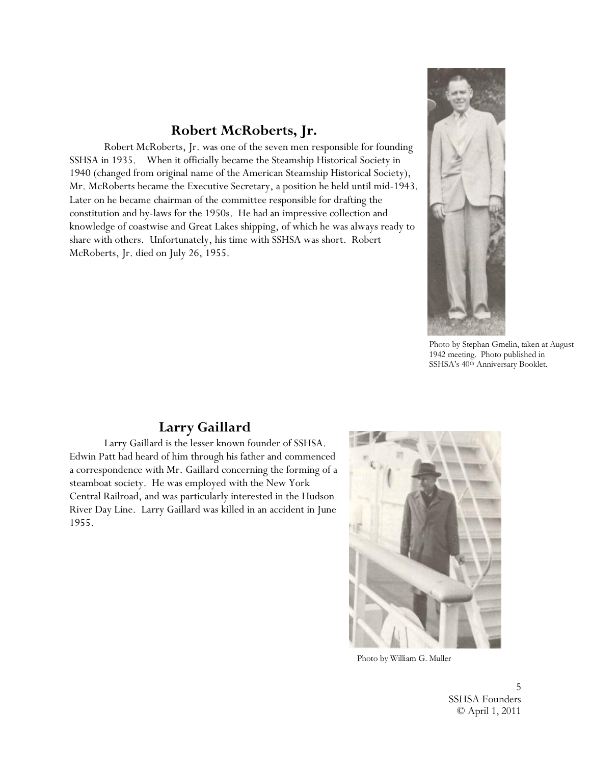## Robert McRoberts, Jr.

Robert McRoberts, Jr. was one of the seven men responsible for founding SSHSA in 1935. When it officially became the Steamship Historical Society in 1940 (changed from original name of the American Steamship Historical Society), Mr. McRoberts became the Executive Secretary, a position he held until mid-1943. Later on he became chairman of the committee responsible for drafting the constitution and by-laws for the 1950s. He had an impressive collection and knowledge of coastwise and Great Lakes shipping, of which he was always ready to share with others. Unfortunately, his time with SSHSA was short. Robert McRoberts, Jr. died on July 26, 1955.

Photo by Stephan Gmelin, taken at August 1942 meeting. Photo published in SSHSA's 40th Anniversary Booklet.

## Larry Gaillard

Larry Gaillard is the lesser known founder of SSHSA. Edwin Patt had heard of him through his father and commenced a correspondence with Mr. Gaillard concerning the forming of a steamboat society. He was employed with the New York Central Railroad, and was particularly interested in the Hudson River Day Line. Larry Gaillard was killed in an accident in June 1955.

Photo by William G. Muller

SSHSA Founders
© April 1, 2011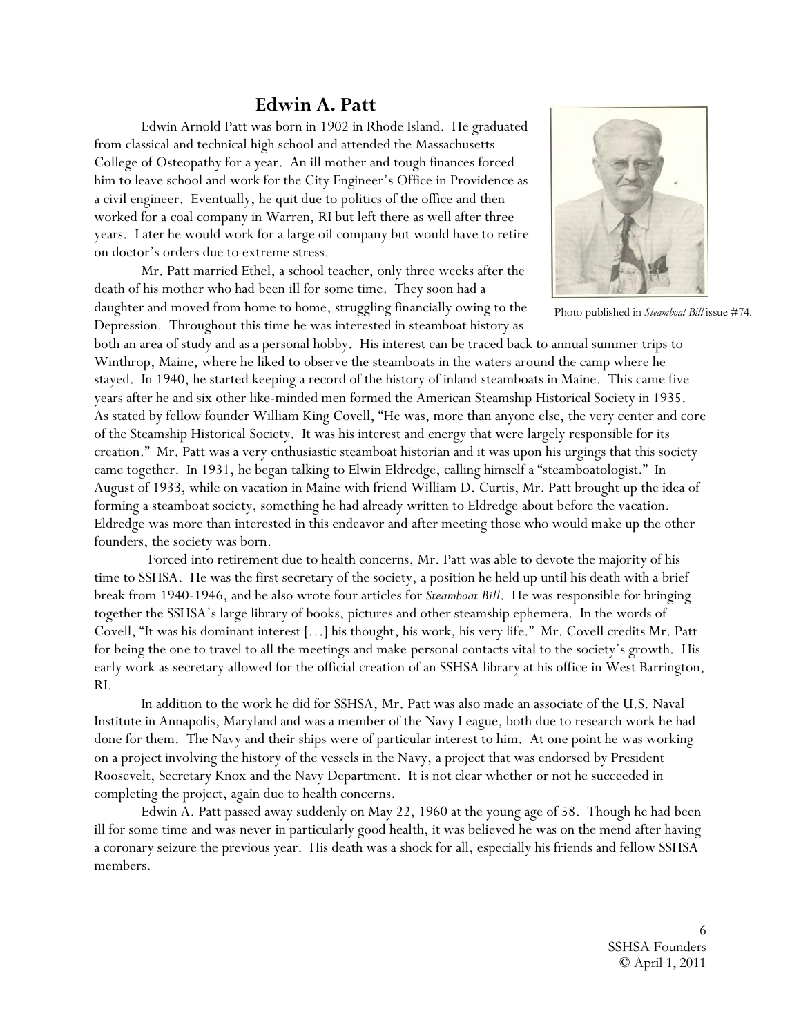## Edwin A. Patt

Edwin Arnold Patt was born in 1902 in Rhode Island. He graduated from classical and technical high school and attended the Massachusetts College of Osteopathy for a year. An ill mother and tough finances forced him to leave school and work for the City Engineer's Office in Providence as a civil engineer. Eventually, he quit due to politics of the office and then worked for a coal company in Warren, RI but left there as well after three years. Later he would work for a large oil company but would have to retire on doctor's orders due to extreme stress.

Photo published in *Steamboat Bill* issue #74.

Mr. Patt married Ethel, a school teacher, only three weeks after the death of his mother who had been ill for some time. They soon had a daughter and moved from home to home, struggling financially owing to the Depression. Throughout this time he was interested in steamboat history as both an area of study and as a personal hobby. His interest can be traced back to annual summer trips to Winthrop, Maine, where he liked to observe the steamboats in the waters around the camp where he stayed. In 1940, he started keeping a record of the history of inland steamboats in Maine. This came five years after he and six other like-minded men formed the American Steamship Historical Society in 1935. As stated by fellow founder William King Covell, "He was, more than anyone else, the very center and core of the Steamship Historical Society. It was his interest and energy that were largely responsible for its creation." Mr. Patt was a very enthusiastic steamboat historian and it was upon his urgings that this society came together. In 1931, he began talking to Elwin Eldredge, calling himself a "steamboatologist." In August of 1933, while on vacation in Maine with friend William D. Curtis, Mr. Patt brought up the idea of forming a steamboat society, something he had already written to Eldredge about before the vacation. Eldredge was more than interested in this endeavor and after meeting those who would make up the other founders, the society was born.

Forced into retirement due to health concerns, Mr. Patt was able to devote the majority of his time to SSHSA. He was the first secretary of the society, a position he held up until his death with a brief break from 1940-1946, and he also wrote four articles for *Steamboat Bill*. He was responsible for bringing together the SSHSA's large library of books, pictures and other steamship ephemera. In the words of Covell, "It was his dominant interest […] his thought, his work, his very life." Mr. Covell credits Mr. Patt for being the one to travel to all the meetings and make personal contacts vital to the society's growth. His early work as secretary allowed for the official creation of an SSHSA library at his office in West Barrington, RI.

In addition to the work he did for SSHSA, Mr. Patt was also made an associate of the U.S. Naval Institute in Annapolis, Maryland and was a member of the Navy League, both due to research work he had done for them. The Navy and their ships were of particular interest to him. At one point he was working on a project involving the history of the vessels in the Navy, a project that was endorsed by President Roosevelt, Secretary Knox and the Navy Department. It is not clear whether or not he succeeded in completing the project, again due to health concerns.

Edwin A. Patt passed away suddenly on May 22, 1960 at the young age of 58. Though he had been ill for some time and was never in particularly good health, it was believed he was on the mend after having a coronary seizure the previous year. His death was a shock for all, especially his friends and fellow SSHSA members.